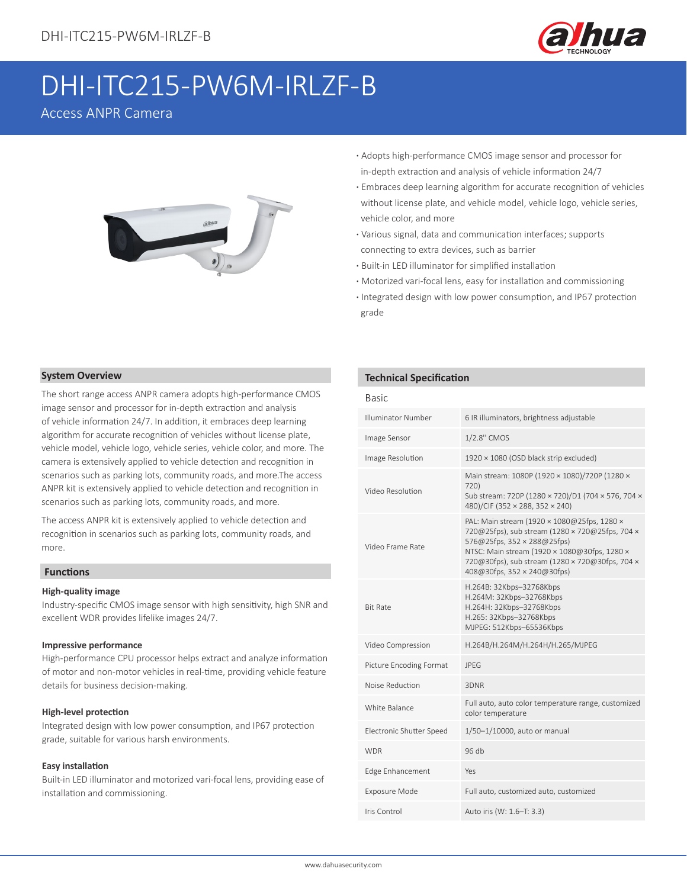// DHI-ITC215-PW6M-IRLZF-B

# DHI-ITC215-PW6M-IRLZF-B

Access ANPR Camera

- Adopts high-performance CMOS image sensor and processor for in-depth extraction and analysis of vehicle information 24/7
- Embraces deep learning algorithm for accurate recognition of vehicles without license plate, and vehicle model, vehicle logo, vehicle series, vehicle color, and more
- Various signal, data and communication interfaces; supports connecting to extra devices, such as barrier
- Built-in LED illuminator for simplified installation
- Motorized vari-focal lens, easy for installation and commissioning
- Integrated design with low power consumption, and IP67 protection grade

## System Overview

The short range access ANPR camera adopts high-performance CMOS image sensor and processor for in-depth extraction and analysis of vehicle information 24/7. In addition, it embraces deep learning algorithm for accurate recognition of vehicles without license plate, vehicle model, vehicle logo, vehicle series, vehicle color, and more. The camera is extensively applied to vehicle detection and recognition in scenarios such as parking lots, community roads, and more.The access ANPR kit is extensively applied to vehicle detection and recognition in scenarios such as parking lots, community roads, and more.

The access ANPR kit is extensively applied to vehicle detection and recognition in scenarios such as parking lots, community roads, and more.

## Functions

**High-quality image**

Industry-specific CMOS image sensor with high sensitivity, high SNR and excellent WDR provides lifelike images 24/7.

**Impressive performance**

High-performance CPU processor helps extract and analyze information of motor and non-motor vehicles in real-time, providing vehicle feature details for business decision-making.

**High-level protection**

Integrated design with low power consumption, and IP67 protection grade, suitable for various harsh environments.

**Easy installation**

Built-in LED illuminator and motorized vari-focal lens, providing ease of installation and commissioning.

## Technical Specification

### Basic

| | |
|---|---|
| Illuminator Number | 6 IR illuminators, brightness adjustable |
| Image Sensor | 1/2.8'' CMOS |
| Image Resolution | 1920 × 1080 (OSD black strip excluded) |
| Video Resolution | Main stream: 1080P (1920 × 1080)/720P (1280 × 720)<br>Sub stream: 720P (1280 × 720)/D1 (704 × 576, 704 × 480)/CIF (352 × 288, 352 × 240) |
| Video Frame Rate | PAL: Main stream (1920 × 1080@25fps, 1280 × 720@25fps), sub stream (1280 × 720@25fps, 704 × 576@25fps, 352 × 288@25fps)<br>NTSC: Main stream (1920 × 1080@30fps, 1280 × 720@30fps), sub stream (1280 × 720@30fps, 704 × 408@30fps, 352 × 240@30fps) |
| Bit Rate | H.264B: 32Kbps–32768Kbps<br>H.264M: 32Kbps–32768Kbps<br>H.264H: 32Kbps–32768Kbps<br>H.265: 32Kbps–32768Kbps<br>MJPEG: 512Kbps–65536Kbps |
| Video Compression | H.264B/H.264M/H.264H/H.265/MJPEG |
| Picture Encoding Format | JPEG |
| Noise Reduction | 3DNR |
| White Balance | Full auto, auto color temperature range, customized color temperature |
| Electronic Shutter Speed | 1/50–1/10000, auto or manual |
| WDR | 96 db |
| Edge Enhancement | Yes |
| Exposure Mode | Full auto, customized auto, customized |
| Iris Control | Auto iris (W: 1.6–T: 3.3) |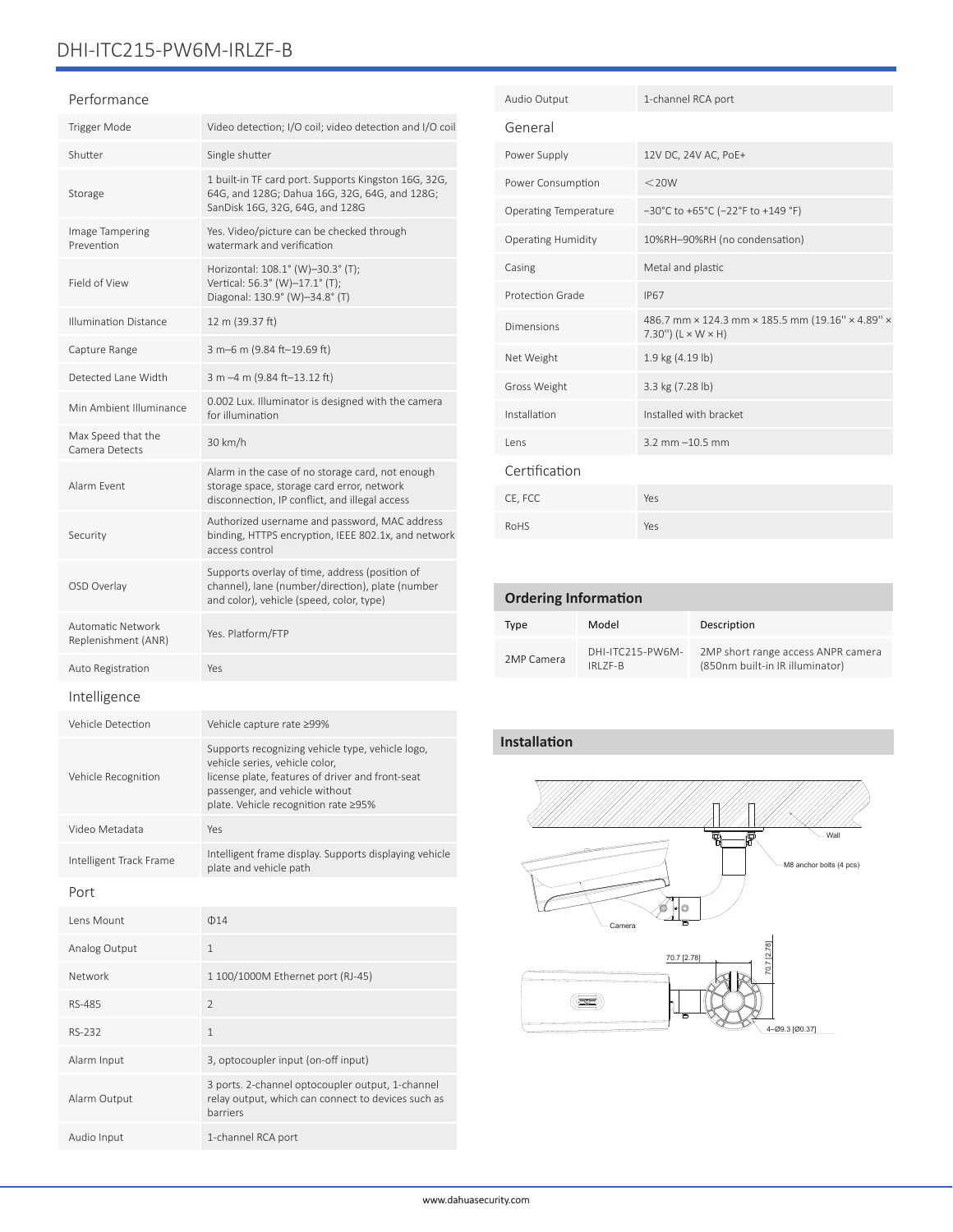# DHI-ITC215-PW6M-IRLZF-B

## Performance

| | |
|---|---|
| Trigger Mode | Video detection; I/O coil; video detection and I/O coil |
| Shutter | Single shutter |
| Storage | 1 built-in TF card port. Supports Kingston 16G, 32G, 64G, and 128G; Dahua 16G, 32G, 64G, and 128G; SanDisk 16G, 32G, 64G, and 128G |
| Image Tampering Prevention | Yes. Video/picture can be checked through watermark and verification |
| Field of View | Horizontal: 108.1° (W)–30.3° (T); Vertical: 56.3° (W)–17.1° (T); Diagonal: 130.9° (W)–34.8° (T) |
| Illumination Distance | 12 m (39.37 ft) |
| Capture Range | 3 m–6 m (9.84 ft–19.69 ft) |
| Detected Lane Width | 3 m –4 m (9.84 ft–13.12 ft) |
| Min Ambient Illuminance | 0.002 Lux. Illuminator is designed with the camera for illumination |
| Max Speed that the Camera Detects | 30 km/h |
| Alarm Event | Alarm in the case of no storage card, not enough storage space, storage card error, network disconnection, IP conflict, and illegal access |
| Security | Authorized username and password, MAC address binding, HTTPS encryption, IEEE 802.1x, and network access control |
| OSD Overlay | Supports overlay of time, address (position of channel), lane (number/direction), plate (number and color), vehicle (speed, color, type) |
| Automatic Network Replenishment (ANR) | Yes. Platform/FTP |
| Auto Registration | Yes |

## Intelligence

| | |
|---|---|
| Vehicle Detection | Vehicle capture rate ≥99% |
| Vehicle Recognition | Supports recognizing vehicle type, vehicle logo, vehicle series, vehicle color, license plate, features of driver and front-seat passenger, and vehicle without plate. Vehicle recognition rate ≥95% |
| Video Metadata | Yes |
| Intelligent Track Frame | Intelligent frame display. Supports displaying vehicle plate and vehicle path |

## Port

| | |
|---|---|
| Lens Mount | Φ14 |
| Analog Output | 1 |
| Network | 1 100/1000M Ethernet port (RJ-45) |
| RS-485 | 2 |
| RS-232 | 1 |
| Alarm Input | 3, optocoupler input (on-off input) |
| Alarm Output | 3 ports. 2-channel optocoupler output, 1-channel relay output, which can connect to devices such as barriers |
| Audio Input | 1-channel RCA port |
| Audio Output | 1-channel RCA port |

## General

| | |
|---|---|
| Power Supply | 12V DC, 24V AC, PoE+ |
| Power Consumption | <20W |
| Operating Temperature | –30°C to +65°C (–22°F to +149 °F) |
| Operating Humidity | 10%RH–90%RH (no condensation) |
| Casing | Metal and plastic |
| Protection Grade | IP67 |
| Dimensions | 486.7 mm × 124.3 mm × 185.5 mm (19.16" × 4.89" × 7.30") (L × W × H) |
| Net Weight | 1.9 kg (4.19 lb) |
| Gross Weight | 3.3 kg (7.28 lb) |
| Installation | Installed with bracket |
| Lens | 3.2 mm –10.5 mm |

## Certification

| | |
|---|---|
| CE, FCC | Yes |
| RoHS | Yes |

## Ordering Information

| Type | Model | Description |
|---|---|---|
| 2MP Camera | DHI-ITC215-PW6M-IRLZF-B | 2MP short range access ANPR camera (850nm built-in IR illuminator) |

## Installation

Wall

M8 anchor bolts (4 pcs)

Camera

70.7 [2.78]

70.7 [2.78]

4–Ø9.3 [Ø0.37]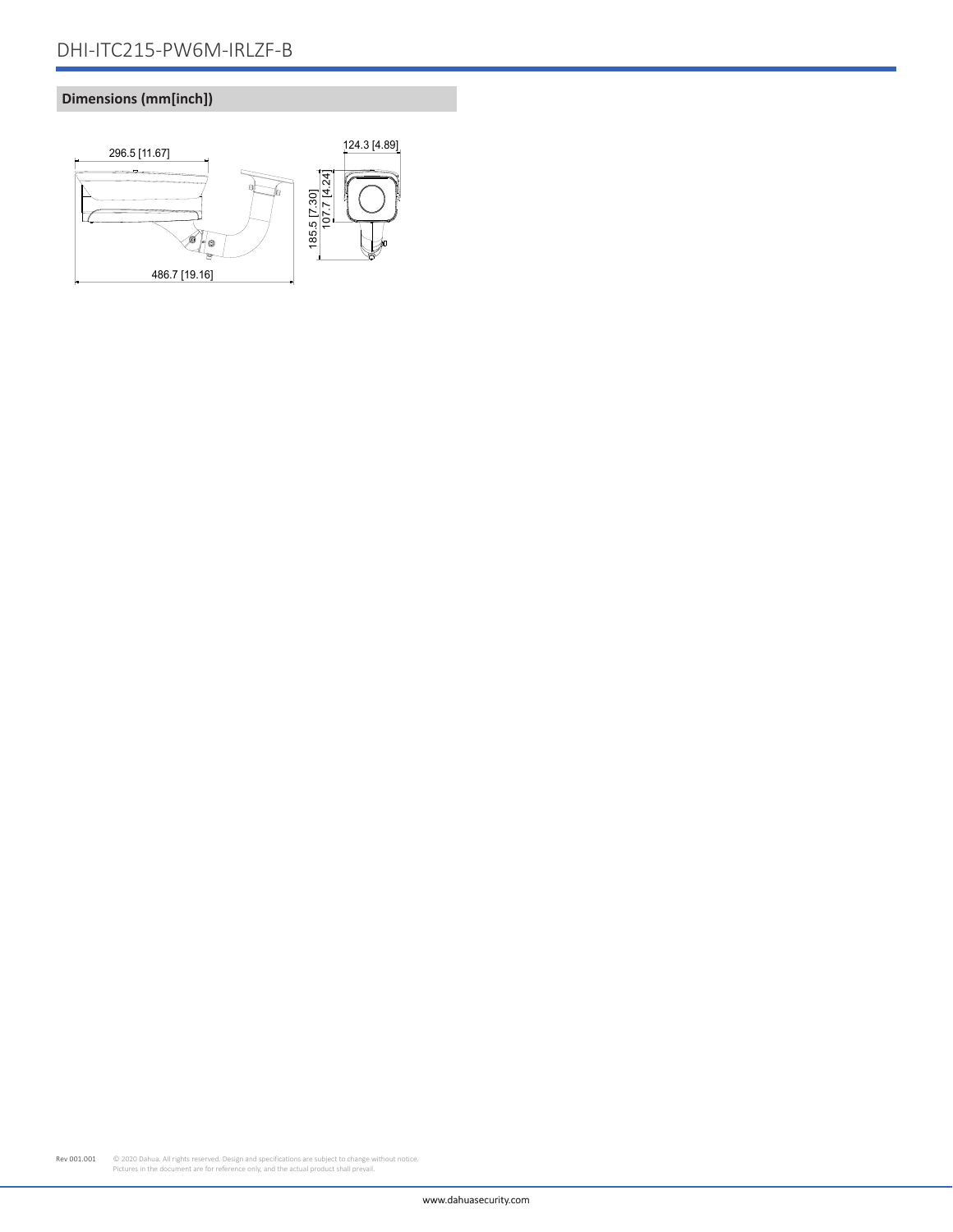## Dimensions (mm[inch])

296.5 [11.67]

124.3 [4.89]

185.5 [7.30]

107.7 [4.24]

486.7 [19.16]

Rev 001.001

© 2020 Dahua. All rights reserved. Design and specifications are subject to change without notice.
Pictures in the document are for reference only, and the actual product shall prevail.

www.dahuasecurity.com